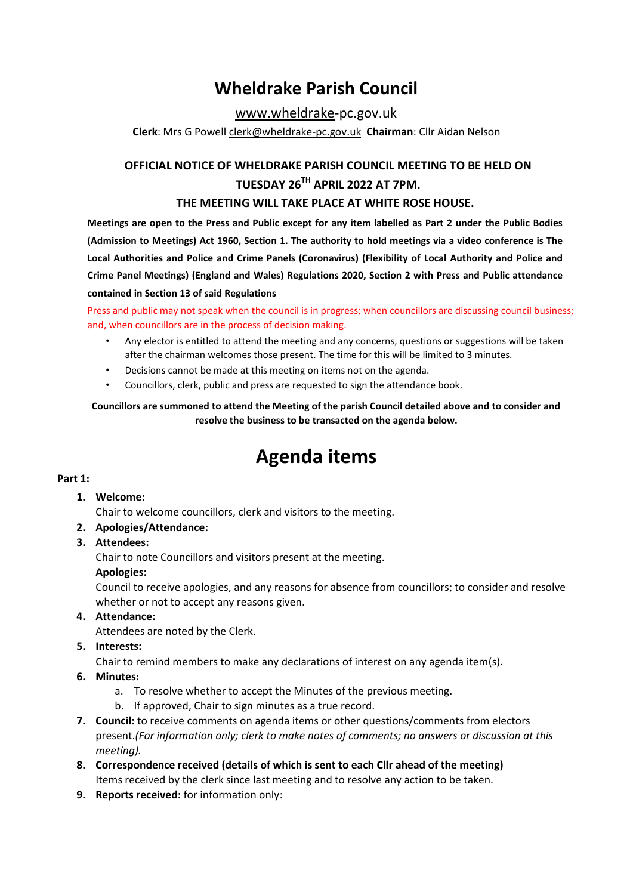# Wheldrake Parish Council

www.wheldrake-pc.gov.uk

**Clerk**: Mrs G Powell clerk@wheldrake-pc.gov.uk **Chairman**: Cllr Aidan Nelson

## OFFICIAL NOTICE OF WHELDRAKE PARISH COUNCIL MEETING TO BE HELD ON TUESDAY 26TH APRIL 2022 AT 7PM.

## THE MEETING WILL TAKE PLACE AT WHITE ROSE HOUSE.

**Meetings are open to the Press and Public except for any item labelled as Part 2 under the Public Bodies (Admission to Meetings) Act 1960, Section 1. The authority to hold meetings via a video conference is The Local Authorities and Police and Crime Panels (Coronavirus) (Flexibility of Local Authority and Police and Crime Panel Meetings) (England and Wales) Regulations 2020, Section 2 with Press and Public attendance contained in Section 13 of said Regulations**

Press and public may not speak when the council is in progress; when councillors are discussing council business; and, when councillors are in the process of decision making.

- Any elector is entitled to attend the meeting and any concerns, questions or suggestions will be taken after the chairman welcomes those present. The time for this will be limited to 3 minutes.
- Decisions cannot be made at this meeting on items not on the agenda.
- Councillors, clerk, public and press are requested to sign the attendance book.

**Councillors are summoned to attend the Meeting of the parish Council detailed above and to consider and resolve the business to be transacted on the agenda below.**

# Agenda items

**Part 1:**

1. **Welcome:**
   Chair to welcome councillors, clerk and visitors to the meeting.
2. **Apologies/Attendance:**
3. **Attendees:**
   Chair to note Councillors and visitors present at the meeting.
   **Apologies:**
   Council to receive apologies, and any reasons for absence from councillors; to consider and resolve whether or not to accept any reasons given.
4. **Attendance:**
   Attendees are noted by the Clerk.
5. **Interests:**
   Chair to remind members to make any declarations of interest on any agenda item(s).
6. **Minutes:**
   a. To resolve whether to accept the Minutes of the previous meeting.
   b. If approved, Chair to sign minutes as a true record.
7. **Council:** to receive comments on agenda items or other questions/comments from electors present.*(For information only; clerk to make notes of comments; no answers or discussion at this meeting).*
8. **Correspondence received (details of which is sent to each Cllr ahead of the meeting)**
   Items received by the clerk since last meeting and to resolve any action to be taken.
9. **Reports received:** for information only: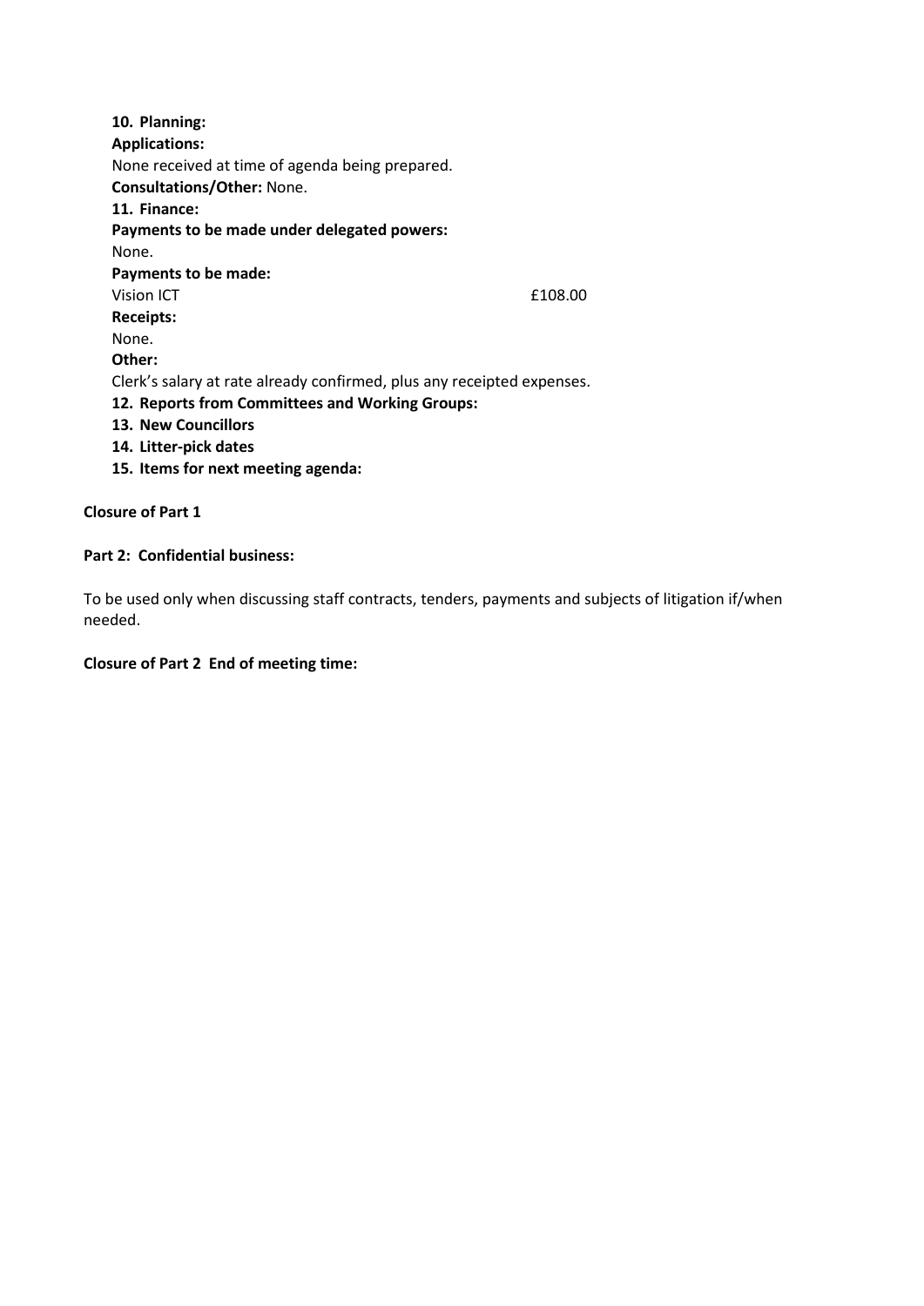**10. Planning:**

**Applications:**

None received at time of agenda being prepared.

**Consultations/Other:** None.

**11. Finance:**

**Payments to be made under delegated powers:**

None.

**Payments to be made:**

| | |
|---|---|
| Vision ICT | £108.00 |

**Receipts:**

None.

**Other:**

Clerk's salary at rate already confirmed, plus any receipted expenses.

**12. Reports from Committees and Working Groups:**

**13. New Councillors**

**14. Litter-pick dates**

**15. Items for next meeting agenda:**

**Closure of Part 1**

**Part 2: Confidential business:**

To be used only when discussing staff contracts, tenders, payments and subjects of litigation if/when needed.

**Closure of Part 2 End of meeting time:**